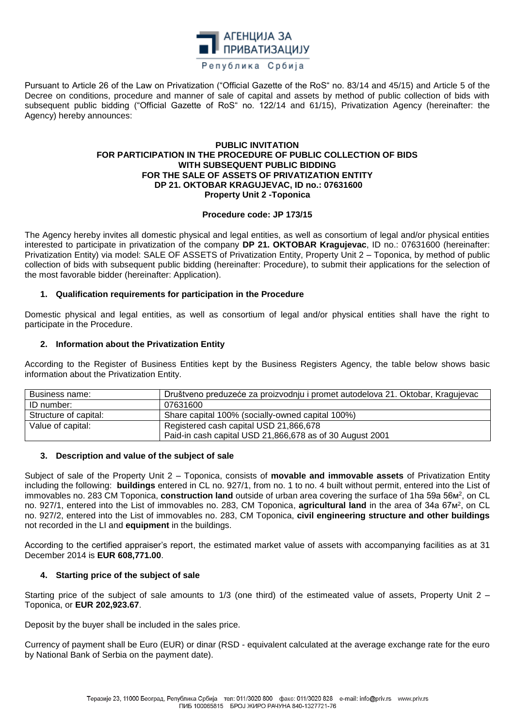АГЕНЦИЈА ЗА ПРИВАТИЗАЦИЈУ

Република Србија

Pursuant to Article 26 of the Law on Privatization ("Official Gazette of the RoS" no. 83/14 and 45/15) and Article 5 of the Decree on conditions, procedure and manner of sale of capital and assets by method of public collection of bids with subsequent public bidding ("Official Gazette of RoS" no. 122/14 and 61/15), Privatization Agency (hereinafter: the Agency) hereby announces:

**PUBLIC INVITATION**
**FOR PARTICIPATION IN THE PROCEDURE OF PUBLIC COLLECTION OF BIDS**
**WITH SUBSEQUENT PUBLIC BIDDING**
**FOR THE SALE OF ASSETS OF PRIVATIZATION ENTITY**
**DP 21. OKTOBAR KRAGUJEVAC, ID no.: 07631600**
**Property Unit 2 -Toponica**

**Procedure code: JP 173/15**

The Agency hereby invites all domestic physical and legal entities, as well as consortium of legal and/or physical entities interested to participate in privatization of the company **DP 21. OKTOBAR Kragujevac**, ID no.: 07631600 (hereinafter: Privatization Entity) via model: SALE OF ASSETS of Privatization Entity, Property Unit 2 – Toponica, by method of public collection of bids with subsequent public bidding (hereinafter: Procedure), to submit their applications for the selection of the most favorable bidder (hereinafter: Application).

## 1. Qualification requirements for participation in the Procedure

Domestic physical and legal entities, as well as consortium of legal and/or physical entities shall have the right to participate in the Procedure.

## 2. Information about the Privatization Entity

According to the Register of Business Entities kept by the Business Registers Agency, the table below shows basic information about the Privatization Entity.

| Business name: | Društveno preduzeće za proizvodnju i promet autodelova 21. Oktobar, Kragujevac |
|---|---|
| ID number: | 07631600 |
| Structure of capital: | Share capital 100% (socially-owned capital 100%) |
| Value of capital: | Registered cash capital USD 21,866,678<br>Paid-in cash capital USD 21,866,678 as of 30 August 2001 |

## 3. Description and value of the subject of sale

Subject of sale of the Property Unit 2 – Toponica, consists of **movable and immovable assets** of Privatization Entity including the following: **buildings** entered in CL no. 927/1, from no. 1 to no. 4 built without permit, entered into the List of immovables no. 283 CM Toponica, **construction land** outside of urban area covering the surface of 1ha 59a 56м$^2$, on CL no. 927/1, entered into the List of immovables no. 283, CM Toponica, **agricultural land** in the area of 34a 67м$^2$, on CL no. 927/2, entered into the List of immovables no. 283, CM Toponica, **civil engineering structure and other buildings** not recorded in the LI and **equipment** in the buildings.

According to the certified appraiser's report, the estimated market value of assets with accompanying facilities as at 31 December 2014 is **EUR 608,771.00**.

## 4. Starting price of the subject of sale

Starting price of the subject of sale amounts to 1/3 (one third) of the estimeated value of assets, Property Unit 2 – Toponica, or **EUR 202,923.67**.

Deposit by the buyer shall be included in the sales price.

Currency of payment shall be Euro (EUR) or dinar (RSD - equivalent calculated at the average exchange rate for the euro by National Bank of Serbia on the payment date).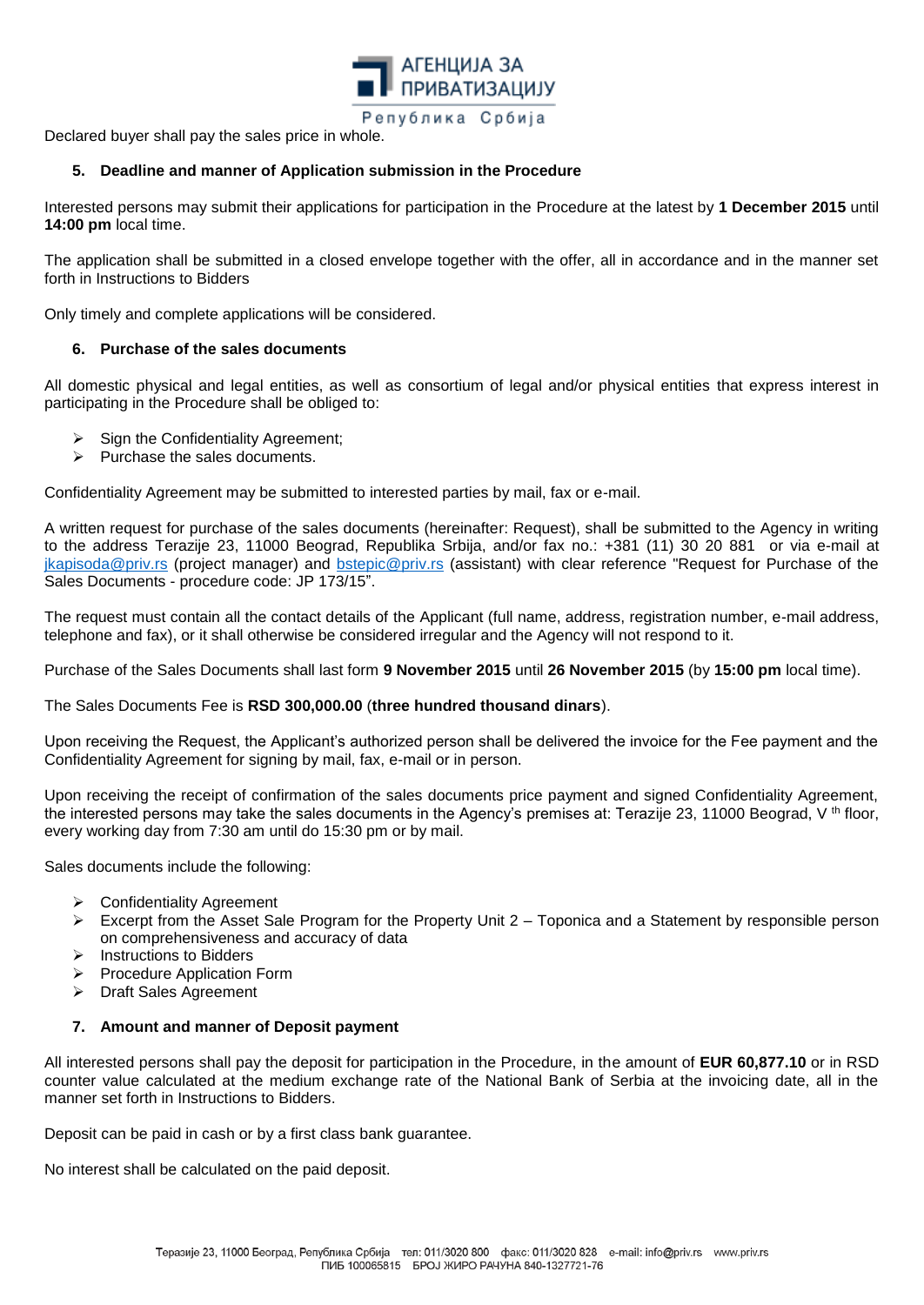Declared buyer shall pay the sales price in whole.

## 5. Deadline and manner of Application submission in the Procedure

Interested persons may submit their applications for participation in the Procedure at the latest by **1 December 2015** until **14:00 pm** local time.

The application shall be submitted in a closed envelope together with the offer, all in accordance and in the manner set forth in Instructions to Bidders

Only timely and complete applications will be considered.

## 6. Purchase of the sales documents

All domestic physical and legal entities, as well as consortium of legal and/or physical entities that express interest in participating in the Procedure shall be obliged to:

- Sign the Confidentiality Agreement;
- Purchase the sales documents.

Confidentiality Agreement may be submitted to interested parties by mail, fax or e-mail.

A written request for purchase of the sales documents (hereinafter: Request), shall be submitted to the Agency in writing to the address Terazije 23, 11000 Beograd, Republika Srbija, and/or fax no.: +381 (11) 30 20 881 or via e-mail at jkapisoda@priv.rs (project manager) and bstepic@priv.rs (assistant) with clear reference "Request for Purchase of the Sales Documents - procedure code: JP 173/15".

The request must contain all the contact details of the Applicant (full name, address, registration number, e-mail address, telephone and fax), or it shall otherwise be considered irregular and the Agency will not respond to it.

Purchase of the Sales Documents shall last form **9 November 2015** until **26 November 2015** (by **15:00 pm** local time).

The Sales Documents Fee is **RSD 300,000.00** (**three hundred thousand dinars**).

Upon receiving the Request, the Applicant's authorized person shall be delivered the invoice for the Fee payment and the Confidentiality Agreement for signing by mail, fax, e-mail or in person.

Upon receiving the receipt of confirmation of the sales documents price payment and signed Confidentiality Agreement, the interested persons may take the sales documents in the Agency's premises at: Terazije 23, 11000 Beograd, V th floor, every working day from 7:30 am until do 15:30 pm or by mail.

Sales documents include the following:

- Confidentiality Agreement
- Excerpt from the Asset Sale Program for the Property Unit 2 – Toponica and a Statement by responsible person on comprehensiveness and accuracy of data
- Instructions to Bidders
- Procedure Application Form
- Draft Sales Agreement

## 7. Amount and manner of Deposit payment

All interested persons shall pay the deposit for participation in the Procedure, in the amount of **EUR 60,877.10** or in RSD counter value calculated at the medium exchange rate of the National Bank of Serbia at the invoicing date, all in the manner set forth in Instructions to Bidders.

Deposit can be paid in cash or by a first class bank guarantee.

No interest shall be calculated on the paid deposit.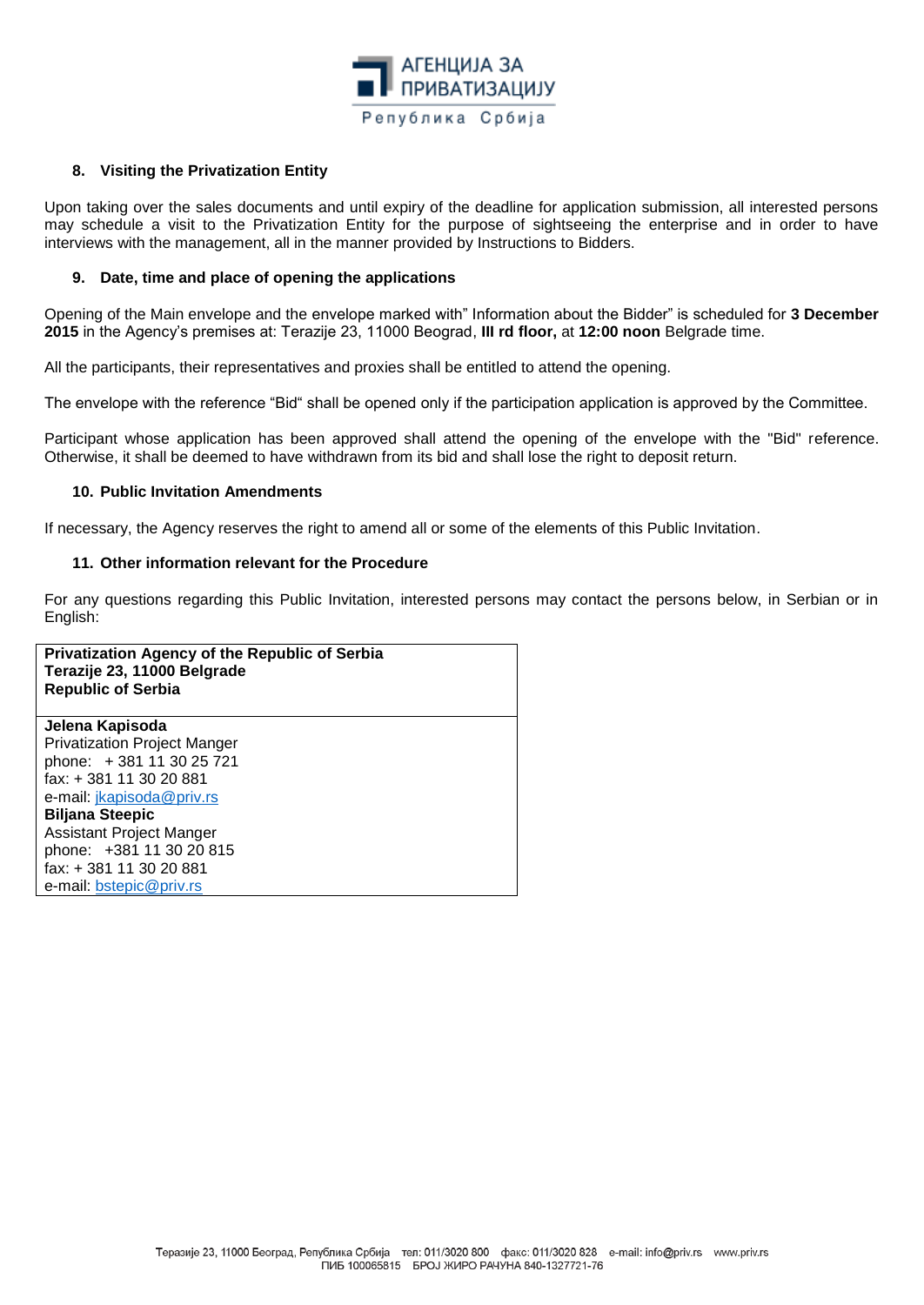### 8. Visiting the Privatization Entity

Upon taking over the sales documents and until expiry of the deadline for application submission, all interested persons may schedule a visit to the Privatization Entity for the purpose of sightseeing the enterprise and in order to have interviews with the management, all in the manner provided by Instructions to Bidders.

### 9. Date, time and place of opening the applications

Opening of the Main envelope and the envelope marked with" Information about the Bidder" is scheduled for **3 December 2015** in the Agency's premises at: Terazije 23, 11000 Beograd, **III rd floor,** at **12:00 noon** Belgrade time.

All the participants, their representatives and proxies shall be entitled to attend the opening.

The envelope with the reference "Bid" shall be opened only if the participation application is approved by the Committee.

Participant whose application has been approved shall attend the opening of the envelope with the "Bid" reference. Otherwise, it shall be deemed to have withdrawn from its bid and shall lose the right to deposit return.

### 10. Public Invitation Amendments

If necessary, the Agency reserves the right to amend all or some of the elements of this Public Invitation.

### 11. Other information relevant for the Procedure

For any questions regarding this Public Invitation, interested persons may contact the persons below, in Serbian or in English:

| |
|---|
| **Privatization Agency of the Republic of Serbia**<br>**Terazije 23, 11000 Belgrade**<br>**Republic of Serbia** |
| **Jelena Kapisoda**<br>Privatization Project Manger<br>phone: + 381 11 30 25 721<br>fax: + 381 11 30 20 881<br>e-mail: jkapisoda@priv.rs<br>**Biljana Steepic**<br>Assistant Project Manger<br>phone: +381 11 30 20 815<br>fax: + 381 11 30 20 881<br>e-mail: bstepic@priv.rs |